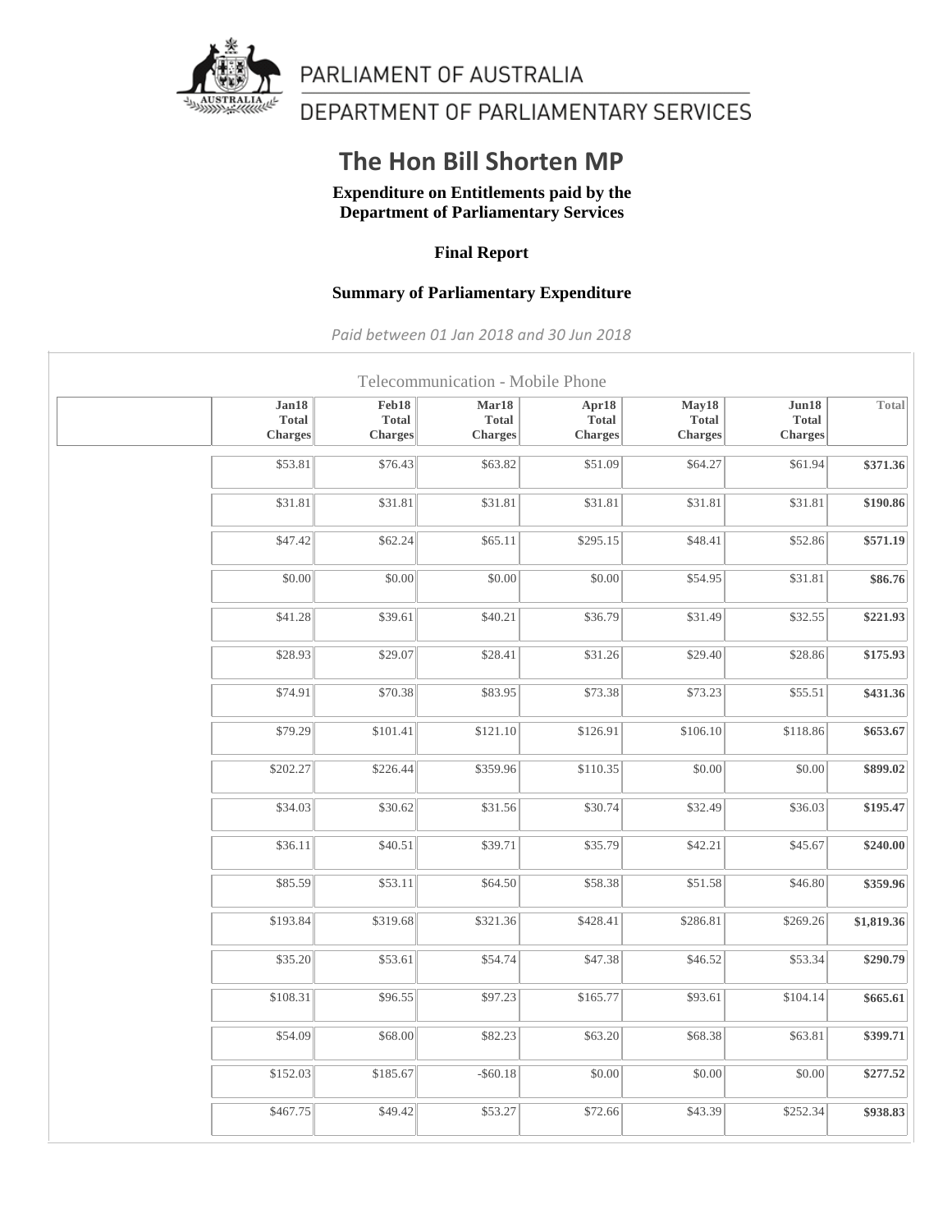PARLIAMENT OF AUSTRALIA

DEPARTMENT OF PARLIAMENTARY SERVICES

# The Hon Bill Shorten MP

**Expenditure on Entitlements paid by the Department of Parliamentary Services**

**Final Report**

**Summary of Parliamentary Expenditure**

*Paid between 01 Jan 2018 and 30 Jun 2018*

Telecommunication - Mobile Phone

| | Jan18 Total Charges | Feb18 Total Charges | Mar18 Total Charges | Apr18 Total Charges | May18 Total Charges | Jun18 Total Charges | Total |
|---|---|---|---|---|---|---|---|
| | $53.81 | $76.43 | $63.82 | $51.09 | $64.27 | $61.94 | **$371.36** |
| | $31.81 | $31.81 | $31.81 | $31.81 | $31.81 | $31.81 | **$190.86** |
| | $47.42 | $62.24 | $65.11 | $295.15 | $48.41 | $52.86 | **$571.19** |
| | $0.00 | $0.00 | $0.00 | $0.00 | $54.95 | $31.81 | **$86.76** |
| | $41.28 | $39.61 | $40.21 | $36.79 | $31.49 | $32.55 | **$221.93** |
| | $28.93 | $29.07 | $28.41 | $31.26 | $29.40 | $28.86 | **$175.93** |
| | $74.91 | $70.38 | $83.95 | $73.38 | $73.23 | $55.51 | **$431.36** |
| | $79.29 | $101.41 | $121.10 | $126.91 | $106.10 | $118.86 | **$653.67** |
| | $202.27 | $226.44 | $359.96 | $110.35 | $0.00 | $0.00 | **$899.02** |
| | $34.03 | $30.62 | $31.56 | $30.74 | $32.49 | $36.03 | **$195.47** |
| | $36.11 | $40.51 | $39.71 | $35.79 | $42.21 | $45.67 | **$240.00** |
| | $85.59 | $53.11 | $64.50 | $58.38 | $51.58 | $46.80 | **$359.96** |
| | $193.84 | $319.68 | $321.36 | $428.41 | $286.81 | $269.26 | **$1,819.36** |
| | $35.20 | $53.61 | $54.74 | $47.38 | $46.52 | $53.34 | **$290.79** |
| | $108.31 | $96.55 | $97.23 | $165.77 | $93.61 | $104.14 | **$665.61** |
| | $54.09 | $68.00 | $82.23 | $63.20 | $68.38 | $63.81 | **$399.71** |
| | $152.03 | $185.67 | -$60.18 | $0.00 | $0.00 | $0.00 | **$277.52** |
| | $467.75 | $49.42 | $53.27 | $72.66 | $43.39 | $252.34 | **$938.83** |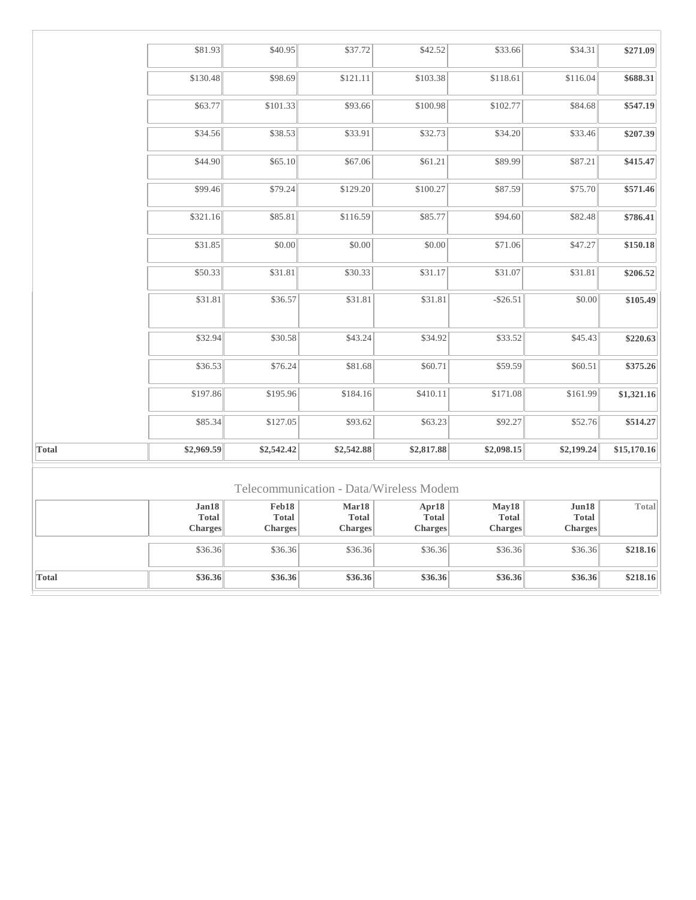| | | | | | | | |
|---|---|---|---|---|---|---|---|
| | $81.93 | $40.95 | $37.72 | $42.52 | $33.66 | $34.31 | **$271.09** |
| | $130.48 | $98.69 | $121.11 | $103.38 | $118.61 | $116.04 | **$688.31** |
| | $63.77 | $101.33 | $93.66 | $100.98 | $102.77 | $84.68 | **$547.19** |
| | $34.56 | $38.53 | $33.91 | $32.73 | $34.20 | $33.46 | **$207.39** |
| | $44.90 | $65.10 | $67.06 | $61.21 | $89.99 | $87.21 | **$415.47** |
| | $99.46 | $79.24 | $129.20 | $100.27 | $87.59 | $75.70 | **$571.46** |
| | $321.16 | $85.81 | $116.59 | $85.77 | $94.60 | $82.48 | **$786.41** |
| | $31.85 | $0.00 | $0.00 | $0.00 | $71.06 | $47.27 | **$150.18** |
| | $50.33 | $31.81 | $30.33 | $31.17 | $31.07 | $31.81 | **$206.52** |
| | $31.81 | $36.57 | $31.81 | $31.81 | -$26.51 | $0.00 | **$105.49** |
| | $32.94 | $30.58 | $43.24 | $34.92 | $33.52 | $45.43 | **$220.63** |
| | $36.53 | $76.24 | $81.68 | $60.71 | $59.59 | $60.51 | **$375.26** |
| | $197.86 | $195.96 | $184.16 | $410.11 | $171.08 | $161.99 | **$1,321.16** |
| | $85.34 | $127.05 | $93.62 | $63.23 | $92.27 | $52.76 | **$514.27** |
| **Total** | **$2,969.59** | **$2,542.42** | **$2,542.88** | **$2,817.88** | **$2,098.15** | **$2,199.24** | **$15,170.16** |

## Telecommunication - Data/Wireless Modem

| | **Jan18 Total Charges** | **Feb18 Total Charges** | **Mar18 Total Charges** | **Apr18 Total Charges** | **May18 Total Charges** | **Jun18 Total Charges** | **Total** |
|---|---|---|---|---|---|---|---|
| | $36.36 | $36.36 | $36.36 | $36.36 | $36.36 | $36.36 | **$218.16** |
| **Total** | **$36.36** | **$36.36** | **$36.36** | **$36.36** | **$36.36** | **$36.36** | **$218.16** |